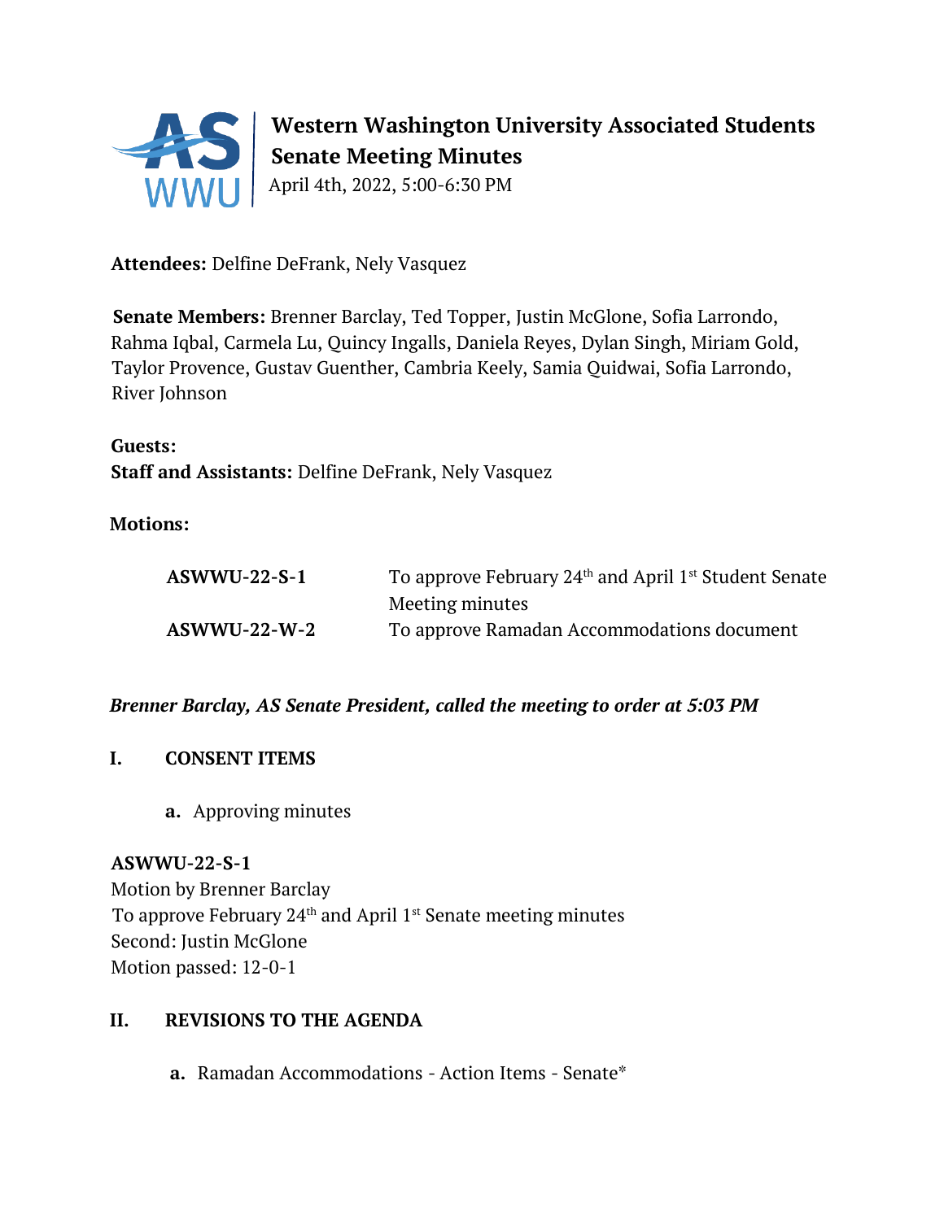# Western Washington University Associated Students
## Senate Meeting Minutes

April 4th, 2022, 5:00-6:30 PM

**Attendees:** Delfine DeFrank, Nely Vasquez

**Senate Members:** Brenner Barclay, Ted Topper, Justin McGlone, Sofia Larrondo, Rahma Iqbal, Carmela Lu, Quincy Ingalls, Daniela Reyes, Dylan Singh, Miriam Gold, Taylor Provence, Gustav Guenther, Cambria Keely, Samia Quidwai, Sofia Larrondo, River Johnson

**Guests:**
**Staff and Assistants:** Delfine DeFrank, Nely Vasquez

**Motions:**

| | |
|---|---|
| **ASWWU-22-S-1** | To approve February 24th and April 1st Student Senate Meeting minutes |
| **ASWWU-22-W-2** | To approve Ramadan Accommodations document |

***Brenner Barclay, AS Senate President, called the meeting to order at 5:03 PM***

## I. CONSENT ITEMS

**a.** Approving minutes

**ASWWU-22-S-1**
Motion by Brenner Barclay
To approve February 24th and April 1st Senate meeting minutes
Second: Justin McGlone
Motion passed: 12-0-1

## II. REVISIONS TO THE AGENDA

**a.** Ramadan Accommodations - Action Items - Senate*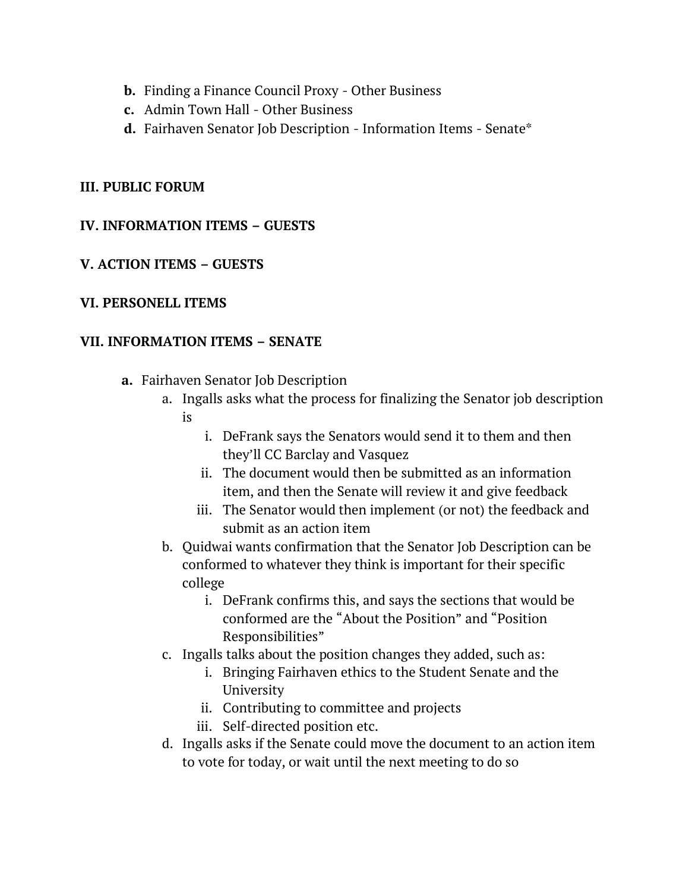- **b.** Finding a Finance Council Proxy - Other Business
- **c.** Admin Town Hall - Other Business
- **d.** Fairhaven Senator Job Description - Information Items - Senate*

**III. PUBLIC FORUM**

**IV. INFORMATION ITEMS – GUESTS**

**V. ACTION ITEMS – GUESTS**

**VI. PERSONELL ITEMS**

**VII. INFORMATION ITEMS – SENATE**

- **a.** Fairhaven Senator Job Description
  - a. Ingalls asks what the process for finalizing the Senator job description is
    - i. DeFrank says the Senators would send it to them and then they'll CC Barclay and Vasquez
    - ii. The document would then be submitted as an information item, and then the Senate will review it and give feedback
    - iii. The Senator would then implement (or not) the feedback and submit as an action item
  - b. Quidwai wants confirmation that the Senator Job Description can be conformed to whatever they think is important for their specific college
    - i. DeFrank confirms this, and says the sections that would be conformed are the "About the Position" and "Position Responsibilities"
  - c. Ingalls talks about the position changes they added, such as:
    - i. Bringing Fairhaven ethics to the Student Senate and the University
    - ii. Contributing to committee and projects
    - iii. Self-directed position etc.
  - d. Ingalls asks if the Senate could move the document to an action item to vote for today, or wait until the next meeting to do so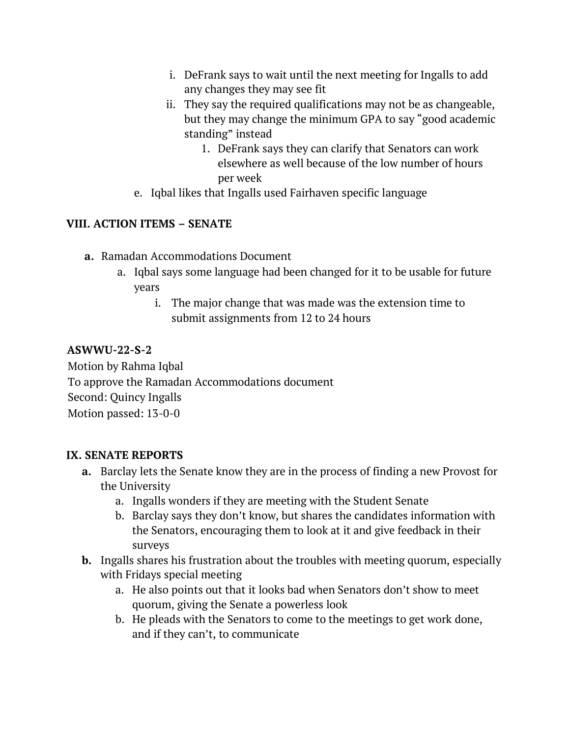i. DeFrank says to wait until the next meeting for Ingalls to add any changes they may see fit
ii. They say the required qualifications may not be as changeable, but they may change the minimum GPA to say "good academic standing" instead
    1. DeFrank says they can clarify that Senators can work elsewhere as well because of the low number of hours per week

e. Iqbal likes that Ingalls used Fairhaven specific language

**VIII. ACTION ITEMS – SENATE**

**a.** Ramadan Accommodations Document
   a. Iqbal says some language had been changed for it to be usable for future years
      i. The major change that was made was the extension time to submit assignments from 12 to 24 hours

**ASWWU-22-S-2**
Motion by Rahma Iqbal
To approve the Ramadan Accommodations document
Second: Quincy Ingalls
Motion passed: 13-0-0

**IX. SENATE REPORTS**

**a.** Barclay lets the Senate know they are in the process of finding a new Provost for the University
   a. Ingalls wonders if they are meeting with the Student Senate
   b. Barclay says they don't know, but shares the candidates information with the Senators, encouraging them to look at it and give feedback in their surveys

**b.** Ingalls shares his frustration about the troubles with meeting quorum, especially with Fridays special meeting
   a. He also points out that it looks bad when Senators don't show to meet quorum, giving the Senate a powerless look
   b. He pleads with the Senators to come to the meetings to get work done, and if they can't, to communicate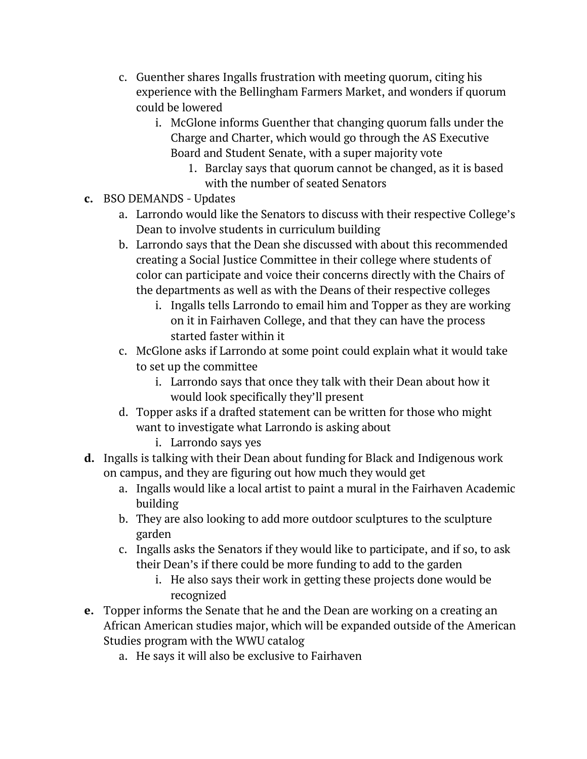c. Guenther shares Ingalls frustration with meeting quorum, citing his experience with the Bellingham Farmers Market, and wonders if quorum could be lowered
    i. McGlone informs Guenther that changing quorum falls under the Charge and Charter, which would go through the AS Executive Board and Student Senate, with a super majority vote
        1. Barclay says that quorum cannot be changed, as it is based with the number of seated Senators

**c.** BSO DEMANDS - Updates

a. Larrondo would like the Senators to discuss with their respective College's Dean to involve students in curriculum building

b. Larrondo says that the Dean she discussed with about this recommended creating a Social Justice Committee in their college where students of color can participate and voice their concerns directly with the Chairs of the departments as well as with the Deans of their respective colleges
    i. Ingalls tells Larrondo to email him and Topper as they are working on it in Fairhaven College, and that they can have the process started faster within it

c. McGlone asks if Larrondo at some point could explain what it would take to set up the committee
    i. Larrondo says that once they talk with their Dean about how it would look specifically they'll present

d. Topper asks if a drafted statement can be written for those who might want to investigate what Larrondo is asking about
    i. Larrondo says yes

**d.** Ingalls is talking with their Dean about funding for Black and Indigenous work on campus, and they are figuring out how much they would get

a. Ingalls would like a local artist to paint a mural in the Fairhaven Academic building

b. They are also looking to add more outdoor sculptures to the sculpture garden

c. Ingalls asks the Senators if they would like to participate, and if so, to ask their Dean's if there could be more funding to add to the garden
    i. He also says their work in getting these projects done would be recognized

**e.** Topper informs the Senate that he and the Dean are working on a creating an African American studies major, which will be expanded outside of the American Studies program with the WWU catalog

a. He says it will also be exclusive to Fairhaven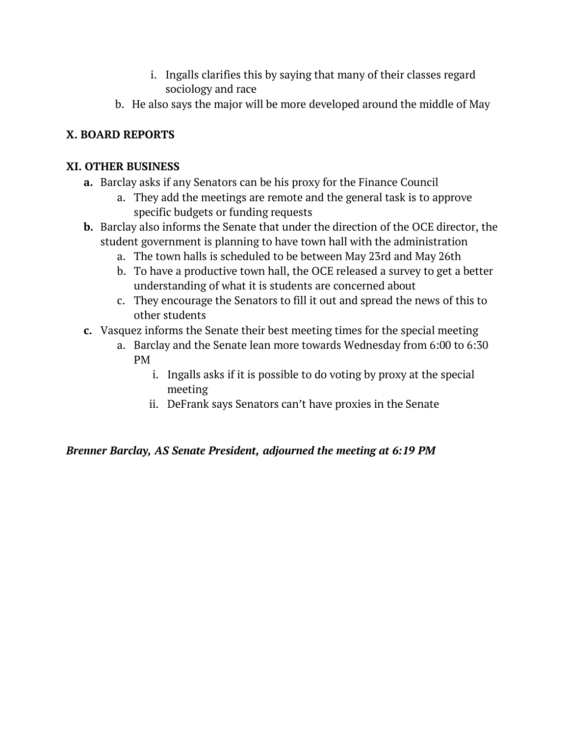i. Ingalls clarifies this by saying that many of their classes regard sociology and race

  b. He also says the major will be more developed around the middle of May

**X. BOARD REPORTS**

**XI. OTHER BUSINESS**

- **a.** Barclay asks if any Senators can be his proxy for the Finance Council
  - a. They add the meetings are remote and the general task is to approve specific budgets or funding requests
- **b.** Barclay also informs the Senate that under the direction of the OCE director, the student government is planning to have town hall with the administration
  - a. The town halls is scheduled to be between May 23rd and May 26th
  - b. To have a productive town hall, the OCE released a survey to get a better understanding of what it is students are concerned about
  - c. They encourage the Senators to fill it out and spread the news of this to other students
- **c.** Vasquez informs the Senate their best meeting times for the special meeting
  - a. Barclay and the Senate lean more towards Wednesday from 6:00 to 6:30 PM
    - i. Ingalls asks if it is possible to do voting by proxy at the special meeting
    - ii. DeFrank says Senators can't have proxies in the Senate

***Brenner Barclay, AS Senate President, adjourned the meeting at 6:19 PM***